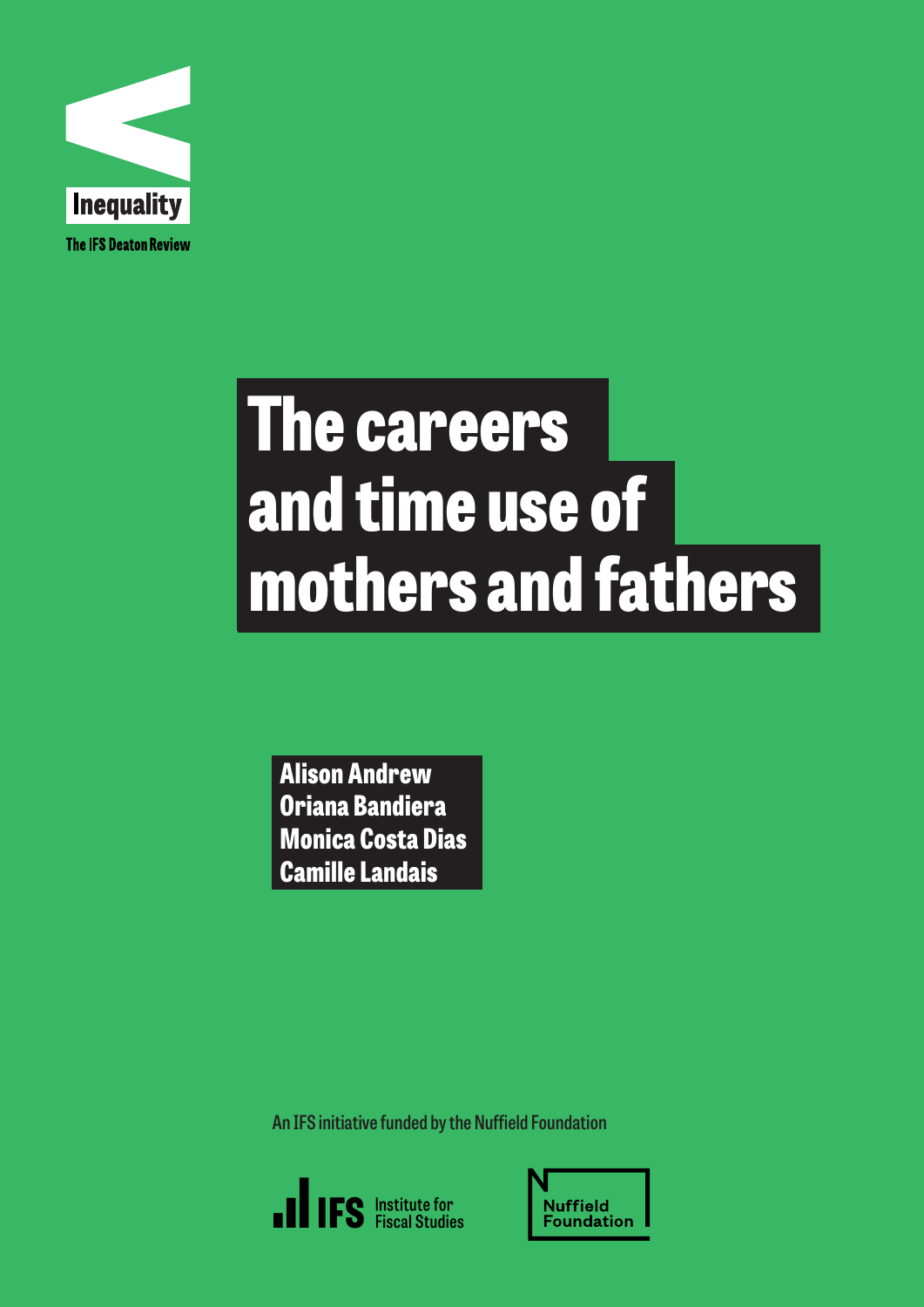Inequality

The IFS Deaton Review

# The careers and time use of mothers and fathers

**Alison Andrew**
**Oriana Bandiera**
**Monica Costa Dias**
**Camille Landais**

An IFS initiative funded by the Nuffield Foundation

IFS Institute for Fiscal Studies

Nuffield Foundation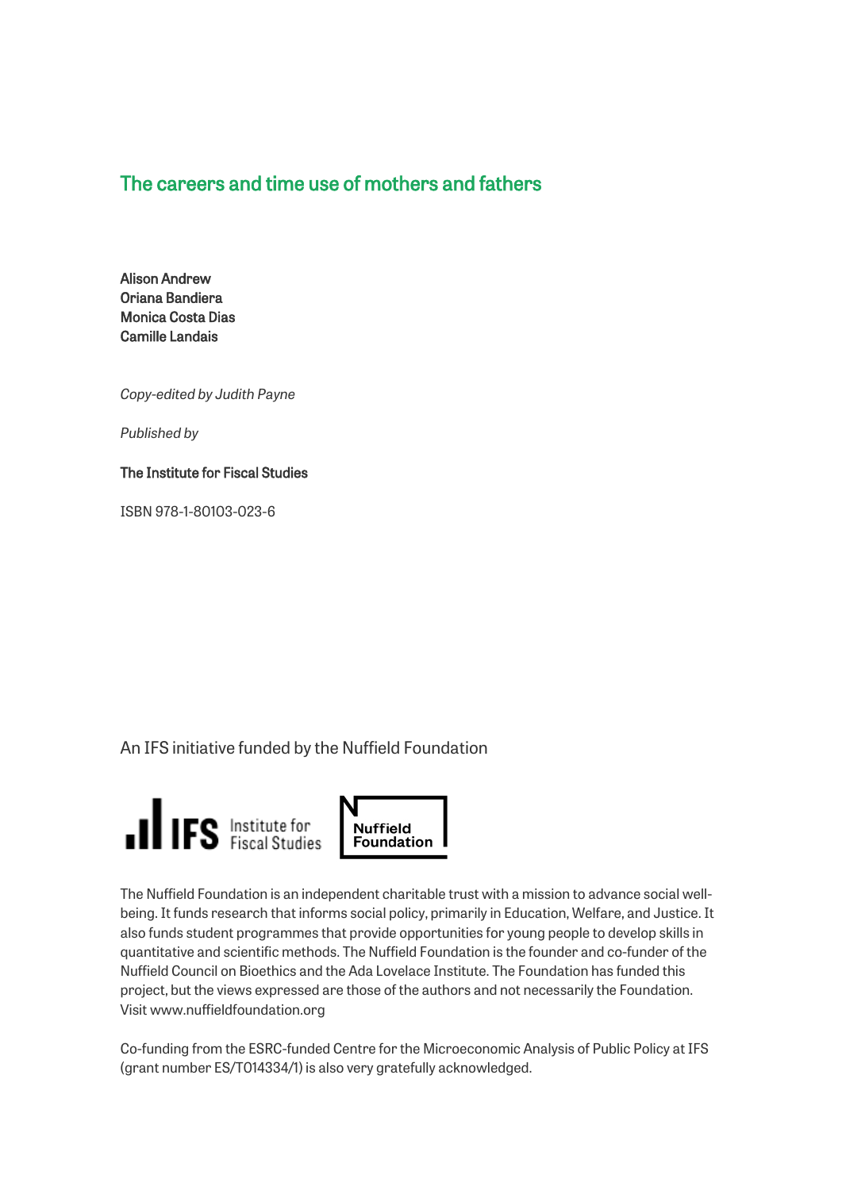# The careers and time use of mothers and fathers

**Alison Andrew**
**Oriana Bandiera**
**Monica Costa Dias**
**Camille Landais**

*Copy-edited by Judith Payne*

*Published by*

**The Institute for Fiscal Studies**

ISBN 978-1-80103-023-6

An IFS initiative funded by the Nuffield Foundation

The Nuffield Foundation is an independent charitable trust with a mission to advance social well-being. It funds research that informs social policy, primarily in Education, Welfare, and Justice. It also funds student programmes that provide opportunities for young people to develop skills in quantitative and scientific methods. The Nuffield Foundation is the founder and co-funder of the Nuffield Council on Bioethics and the Ada Lovelace Institute. The Foundation has funded this project, but the views expressed are those of the authors and not necessarily the Foundation. Visit www.nuffieldfoundation.org

Co-funding from the ESRC-funded Centre for the Microeconomic Analysis of Public Policy at IFS (grant number ES/T014334/1) is also very gratefully acknowledged.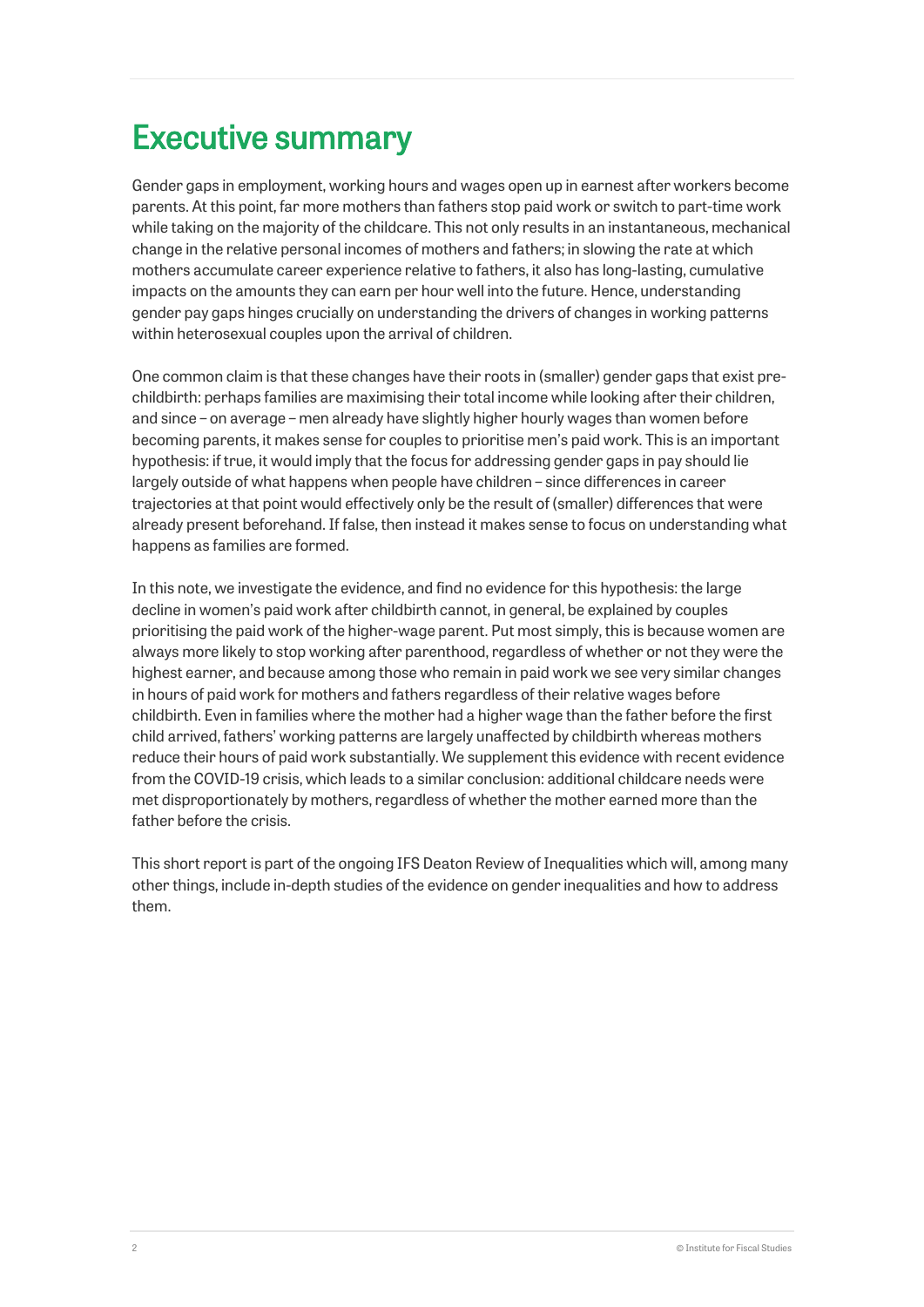# Executive summary

Gender gaps in employment, working hours and wages open up in earnest after workers become parents. At this point, far more mothers than fathers stop paid work or switch to part-time work while taking on the majority of the childcare. This not only results in an instantaneous, mechanical change in the relative personal incomes of mothers and fathers; in slowing the rate at which mothers accumulate career experience relative to fathers, it also has long-lasting, cumulative impacts on the amounts they can earn per hour well into the future. Hence, understanding gender pay gaps hinges crucially on understanding the drivers of changes in working patterns within heterosexual couples upon the arrival of children.

One common claim is that these changes have their roots in (smaller) gender gaps that exist pre-childbirth: perhaps families are maximising their total income while looking after their children, and since – on average – men already have slightly higher hourly wages than women before becoming parents, it makes sense for couples to prioritise men's paid work. This is an important hypothesis: if true, it would imply that the focus for addressing gender gaps in pay should lie largely outside of what happens when people have children – since differences in career trajectories at that point would effectively only be the result of (smaller) differences that were already present beforehand. If false, then instead it makes sense to focus on understanding what happens as families are formed.

In this note, we investigate the evidence, and find no evidence for this hypothesis: the large decline in women's paid work after childbirth cannot, in general, be explained by couples prioritising the paid work of the higher-wage parent. Put most simply, this is because women are always more likely to stop working after parenthood, regardless of whether or not they were the highest earner, and because among those who remain in paid work we see very similar changes in hours of paid work for mothers and fathers regardless of their relative wages before childbirth. Even in families where the mother had a higher wage than the father before the first child arrived, fathers' working patterns are largely unaffected by childbirth whereas mothers reduce their hours of paid work substantially. We supplement this evidence with recent evidence from the COVID-19 crisis, which leads to a similar conclusion: additional childcare needs were met disproportionately by mothers, regardless of whether the mother earned more than the father before the crisis.

This short report is part of the ongoing IFS Deaton Review of Inequalities which will, among many other things, include in-depth studies of the evidence on gender inequalities and how to address them.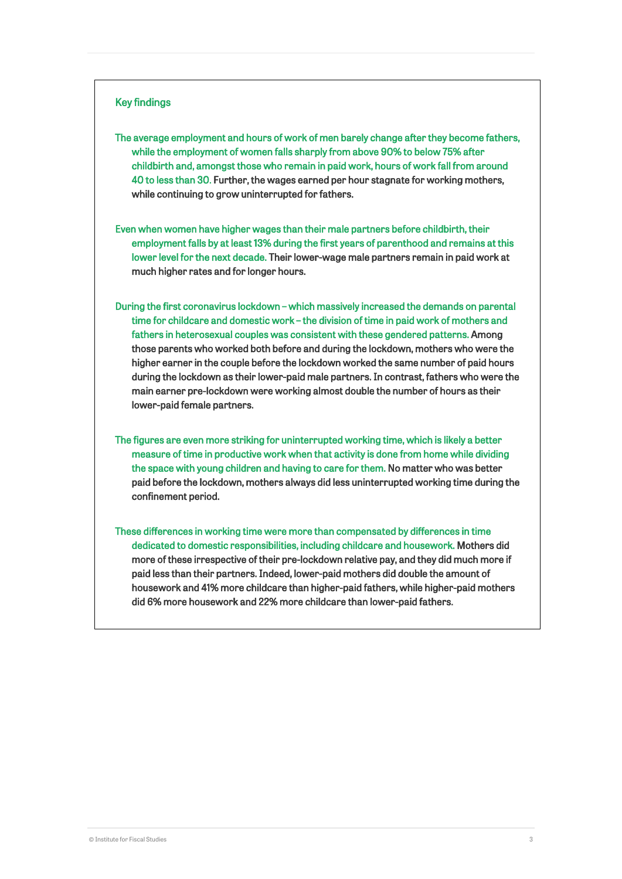## Key findings

**The average employment and hours of work of men barely change after they become fathers, while the employment of women falls sharply from above 90% to below 75% after childbirth and, amongst those who remain in paid work, hours of work fall from around 40 to less than 30.** Further, the wages earned per hour stagnate for working mothers, while continuing to grow uninterrupted for fathers.

**Even when women have higher wages than their male partners before childbirth, their employment falls by at least 13% during the first years of parenthood and remains at this lower level for the next decade.** Their lower-wage male partners remain in paid work at much higher rates and for longer hours.

**During the first coronavirus lockdown – which massively increased the demands on parental time for childcare and domestic work – the division of time in paid work of mothers and fathers in heterosexual couples was consistent with these gendered patterns.** Among those parents who worked both before and during the lockdown, mothers who were the higher earner in the couple before the lockdown worked the same number of paid hours during the lockdown as their lower-paid male partners. In contrast, fathers who were the main earner pre-lockdown were working almost double the number of hours as their lower-paid female partners.

**The figures are even more striking for uninterrupted working time, which is likely a better measure of time in productive work when that activity is done from home while dividing the space with young children and having to care for them.** No matter who was better paid before the lockdown, mothers always did less uninterrupted working time during the confinement period.

**These differences in working time were more than compensated by differences in time dedicated to domestic responsibilities, including childcare and housework.** Mothers did more of these irrespective of their pre-lockdown relative pay, and they did much more if paid less than their partners. Indeed, lower-paid mothers did double the amount of housework and 41% more childcare than higher-paid fathers, while higher-paid mothers did 6% more housework and 22% more childcare than lower-paid fathers.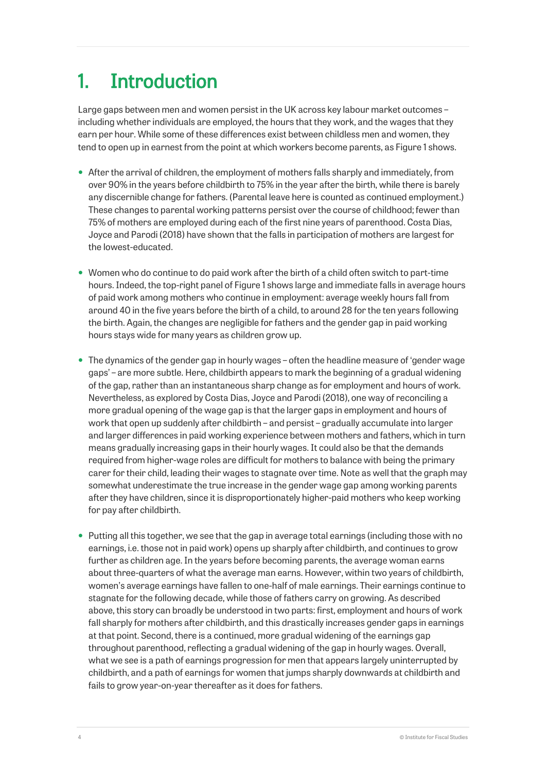# 1. Introduction

Large gaps between men and women persist in the UK across key labour market outcomes – including whether individuals are employed, the hours that they work, and the wages that they earn per hour. While some of these differences exist between childless men and women, they tend to open up in earnest from the point at which workers become parents, as Figure 1 shows.

- After the arrival of children, the employment of mothers falls sharply and immediately, from over 90% in the years before childbirth to 75% in the year after the birth, while there is barely any discernible change for fathers. (Parental leave here is counted as continued employment.) These changes to parental working patterns persist over the course of childhood; fewer than 75% of mothers are employed during each of the first nine years of parenthood. Costa Dias, Joyce and Parodi (2018) have shown that the falls in participation of mothers are largest for the lowest-educated.

- Women who do continue to do paid work after the birth of a child often switch to part-time hours. Indeed, the top-right panel of Figure 1 shows large and immediate falls in average hours of paid work among mothers who continue in employment: average weekly hours fall from around 40 in the five years before the birth of a child, to around 28 for the ten years following the birth. Again, the changes are negligible for fathers and the gender gap in paid working hours stays wide for many years as children grow up.

- The dynamics of the gender gap in hourly wages – often the headline measure of 'gender wage gaps' – are more subtle. Here, childbirth appears to mark the beginning of a gradual widening of the gap, rather than an instantaneous sharp change as for employment and hours of work. Nevertheless, as explored by Costa Dias, Joyce and Parodi (2018), one way of reconciling a more gradual opening of the wage gap is that the larger gaps in employment and hours of work that open up suddenly after childbirth – and persist – gradually accumulate into larger and larger differences in paid working experience between mothers and fathers, which in turn means gradually increasing gaps in their hourly wages. It could also be that the demands required from higher-wage roles are difficult for mothers to balance with being the primary carer for their child, leading their wages to stagnate over time. Note as well that the graph may somewhat underestimate the true increase in the gender wage gap among working parents after they have children, since it is disproportionately higher-paid mothers who keep working for pay after childbirth.

- Putting all this together, we see that the gap in average total earnings (including those with no earnings, i.e. those not in paid work) opens up sharply after childbirth, and continues to grow further as children age. In the years before becoming parents, the average woman earns about three-quarters of what the average man earns. However, within two years of childbirth, women's average earnings have fallen to one-half of male earnings. Their earnings continue to stagnate for the following decade, while those of fathers carry on growing. As described above, this story can broadly be understood in two parts: first, employment and hours of work fall sharply for mothers after childbirth, and this drastically increases gender gaps in earnings at that point. Second, there is a continued, more gradual widening of the earnings gap throughout parenthood, reflecting a gradual widening of the gap in hourly wages. Overall, what we see is a path of earnings progression for men that appears largely uninterrupted by childbirth, and a path of earnings for women that jumps sharply downwards at childbirth and fails to grow year-on-year thereafter as it does for fathers.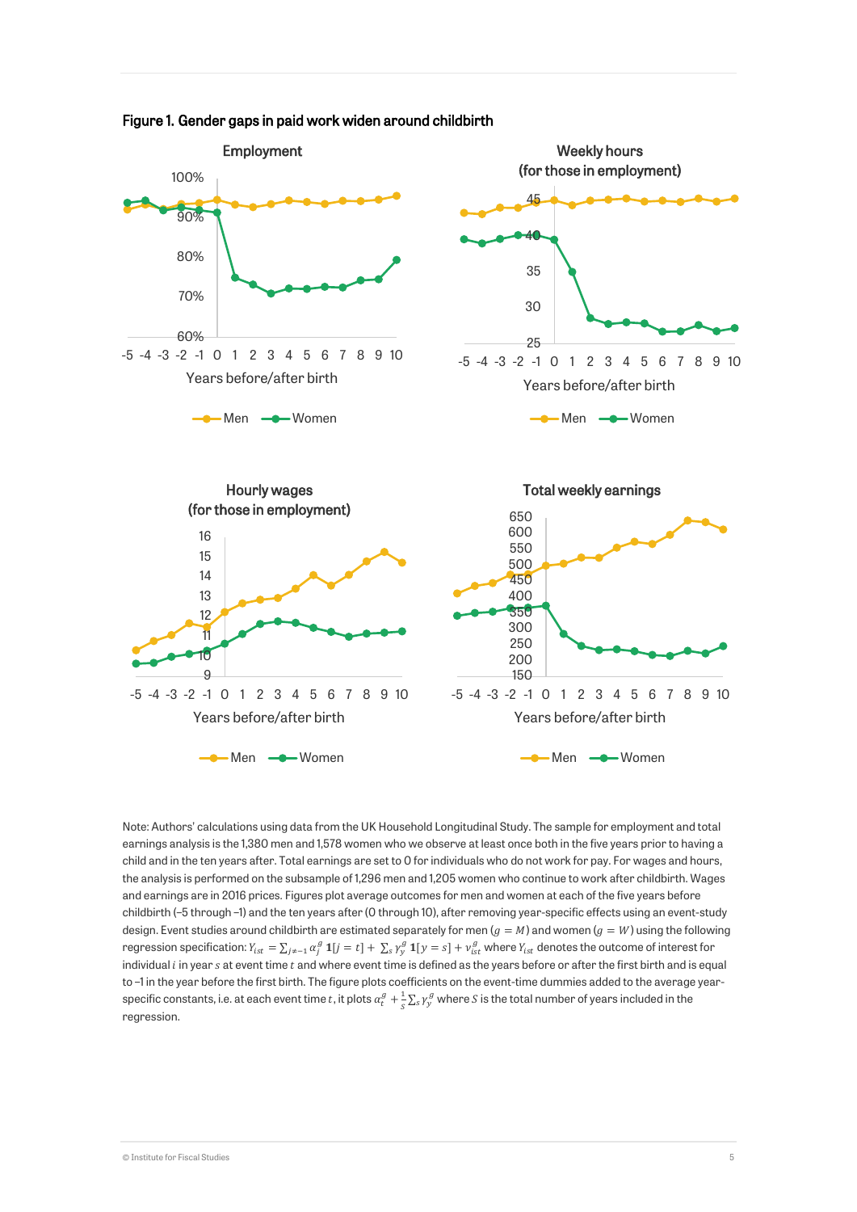**Figure 1. Gender gaps in paid work widen around childbirth**

Employment

100%
90%
80%
70%
60%

-5 -4 -3 -2 -1 0 1 2 3 4 5 6 7 8 9 10

Years before/after birth

Men Women

Weekly hours
(for those in employment)

45
40
35
30
25

-5 -4 -3 -2 -1 0 1 2 3 4 5 6 7 8 9 10

Years before/after birth

Men Women

Hourly wages
(for those in employment)

16
15
14
13
12
11
10
9

-5 -4 -3 -2 -1 0 1 2 3 4 5 6 7 8 9 10

Years before/after birth

Men Women

Total weekly earnings

650
600
550
500
450
400
350
300
250
200
150

-5 -4 -3 -2 -1 0 1 2 3 4 5 6 7 8 9 10

Years before/after birth

Men Women

Note: Authors' calculations using data from the UK Household Longitudinal Study. The sample for employment and total earnings analysis is the 1,380 men and 1,578 women who we observe at least once both in the five years prior to having a child and in the ten years after. Total earnings are set to 0 for individuals who do not work for pay. For wages and hours, the analysis is performed on the subsample of 1,296 men and 1,205 women who continue to work after childbirth. Wages and earnings are in 2016 prices. Figures plot average outcomes for men and women at each of the five years before childbirth (–5 through –1) and the ten years after (0 through 10), after removing year-specific effects using an event-study design. Event studies around childbirth are estimated separately for men ($g = M$) and women ($g = W$) using the following regression specification: $Y_{ist} = \sum_{j\neq-1} \alpha_j^g \mathbf{1}[j = t] + \sum_s \gamma_y^g \mathbf{1}[y = s] + v_{ist}^g$ where $Y_{ist}$ denotes the outcome of interest for individual $i$ in year $s$ at event time $t$ and where event time is defined as the years before or after the first birth and is equal to –1 in the year before the first birth. The figure plots coefficients on the event-time dummies added to the average year-specific constants, i.e. at each event time $t$, it plots $\alpha_t^g + \frac{1}{S}\sum_s \gamma_y^g$ where $S$ is the total number of years included in the regression.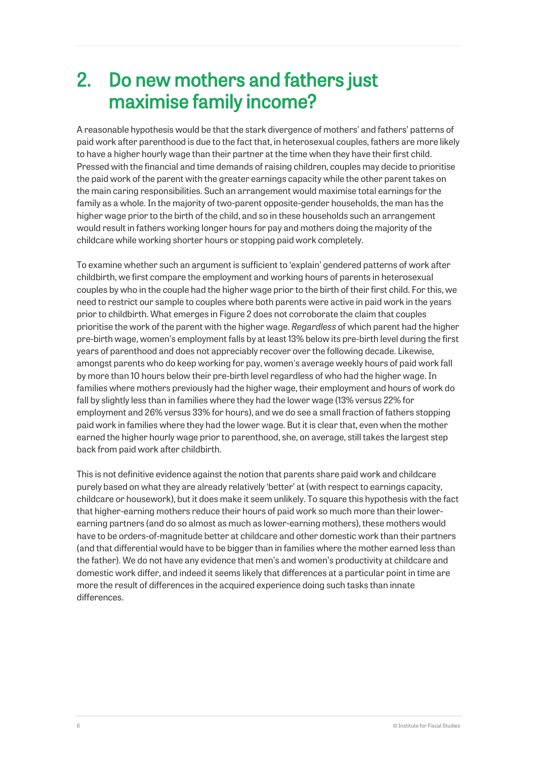# 2. Do new mothers and fathers just maximise family income?

A reasonable hypothesis would be that the stark divergence of mothers' and fathers' patterns of paid work after parenthood is due to the fact that, in heterosexual couples, fathers are more likely to have a higher hourly wage than their partner at the time when they have their first child. Pressed with the financial and time demands of raising children, couples may decide to prioritise the paid work of the parent with the greater earnings capacity while the other parent takes on the main caring responsibilities. Such an arrangement would maximise total earnings for the family as a whole. In the majority of two-parent opposite-gender households, the man has the higher wage prior to the birth of the child, and so in these households such an arrangement would result in fathers working longer hours for pay and mothers doing the majority of the childcare while working shorter hours or stopping paid work completely.

To examine whether such an argument is sufficient to 'explain' gendered patterns of work after childbirth, we first compare the employment and working hours of parents in heterosexual couples by who in the couple had the higher wage prior to the birth of their first child. For this, we need to restrict our sample to couples where both parents were active in paid work in the years prior to childbirth. What emerges in Figure 2 does not corroborate the claim that couples prioritise the work of the parent with the higher wage. *Regardless* of which parent had the higher pre-birth wage, women's employment falls by at least 13% below its pre-birth level during the first years of parenthood and does not appreciably recover over the following decade. Likewise, amongst parents who do keep working for pay, women's average weekly hours of paid work fall by more than 10 hours below their pre-birth level regardless of who had the higher wage. In families where mothers previously had the higher wage, their employment and hours of work do fall by slightly less than in families where they had the lower wage (13% versus 22% for employment and 26% versus 33% for hours), and we do see a small fraction of fathers stopping paid work in families where they had the lower wage. But it is clear that, even when the mother earned the higher hourly wage prior to parenthood, she, on average, still takes the largest step back from paid work after childbirth.

This is not definitive evidence against the notion that parents share paid work and childcare purely based on what they are already relatively 'better' at (with respect to earnings capacity, childcare or housework), but it does make it seem unlikely. To square this hypothesis with the fact that higher-earning mothers reduce their hours of paid work so much more than their lower-earning partners (and do so almost as much as lower-earning mothers), these mothers would have to be orders-of-magnitude better at childcare and other domestic work than their partners (and that differential would have to be bigger than in families where the mother earned less than the father). We do not have any evidence that men's and women's productivity at childcare and domestic work differ, and indeed it seems likely that differences at a particular point in time are more the result of differences in the acquired experience doing such tasks than innate differences.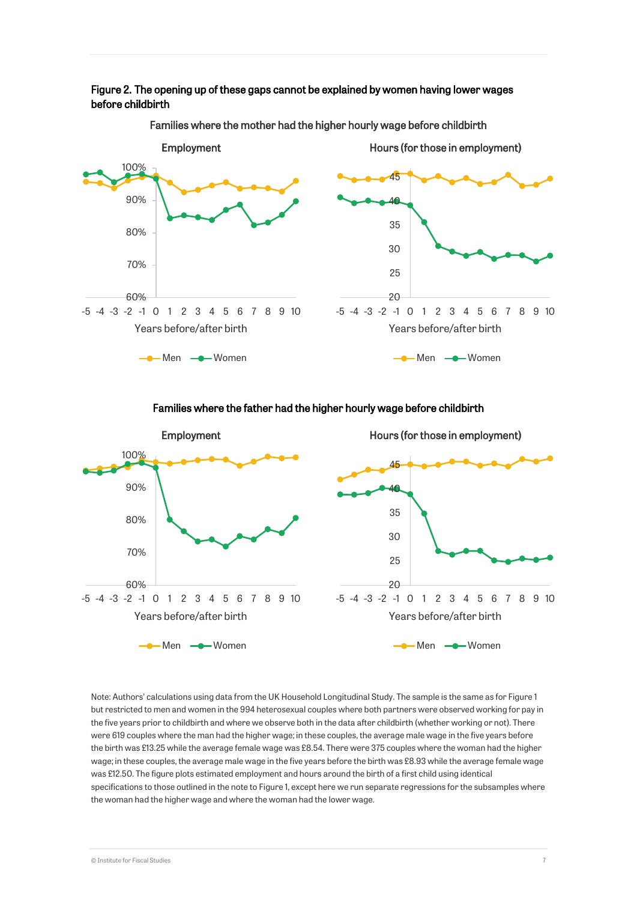**Figure 2. The opening up of these gaps cannot be explained by women having lower wages before childbirth**

Families where the mother had the higher hourly wage before childbirth

Employment

100%
90%
80%
70%
60%
-5 -4 -3 -2 -1 0 1 2 3 4 5 6 7 8 9 10
Years before/after birth

Men Women

Hours (for those in employment)

45
40
35
30
25
20
-5 -4 -3 -2 -1 0 1 2 3 4 5 6 7 8 9 10
Years before/after birth

Men Women

Families where the father had the higher hourly wage before childbirth

Employment

100%
90%
80%
70%
60%
-5 -4 -3 -2 -1 0 1 2 3 4 5 6 7 8 9 10
Years before/after birth

Men Women

Hours (for those in employment)

45
40
35
30
25
20
-5 -4 -3 -2 -1 0 1 2 3 4 5 6 7 8 9 10
Years before/after birth

Men Women

Note: Authors' calculations using data from the UK Household Longitudinal Study. The sample is the same as for Figure 1 but restricted to men and women in the 994 heterosexual couples where both partners were observed working for pay in the five years prior to childbirth and where we observe both in the data after childbirth (whether working or not). There were 619 couples where the man had the higher wage; in these couples, the average male wage in the five years before the birth was £13.25 while the average female wage was £8.54. There were 375 couples where the woman had the higher wage; in these couples, the average male wage in the five years before the birth was £8.93 while the average female wage was £12.50. The figure plots estimated employment and hours around the birth of a first child using identical specifications to those outlined in the note to Figure 1, except here we run separate regressions for the subsamples where the woman had the higher wage and where the woman had the lower wage.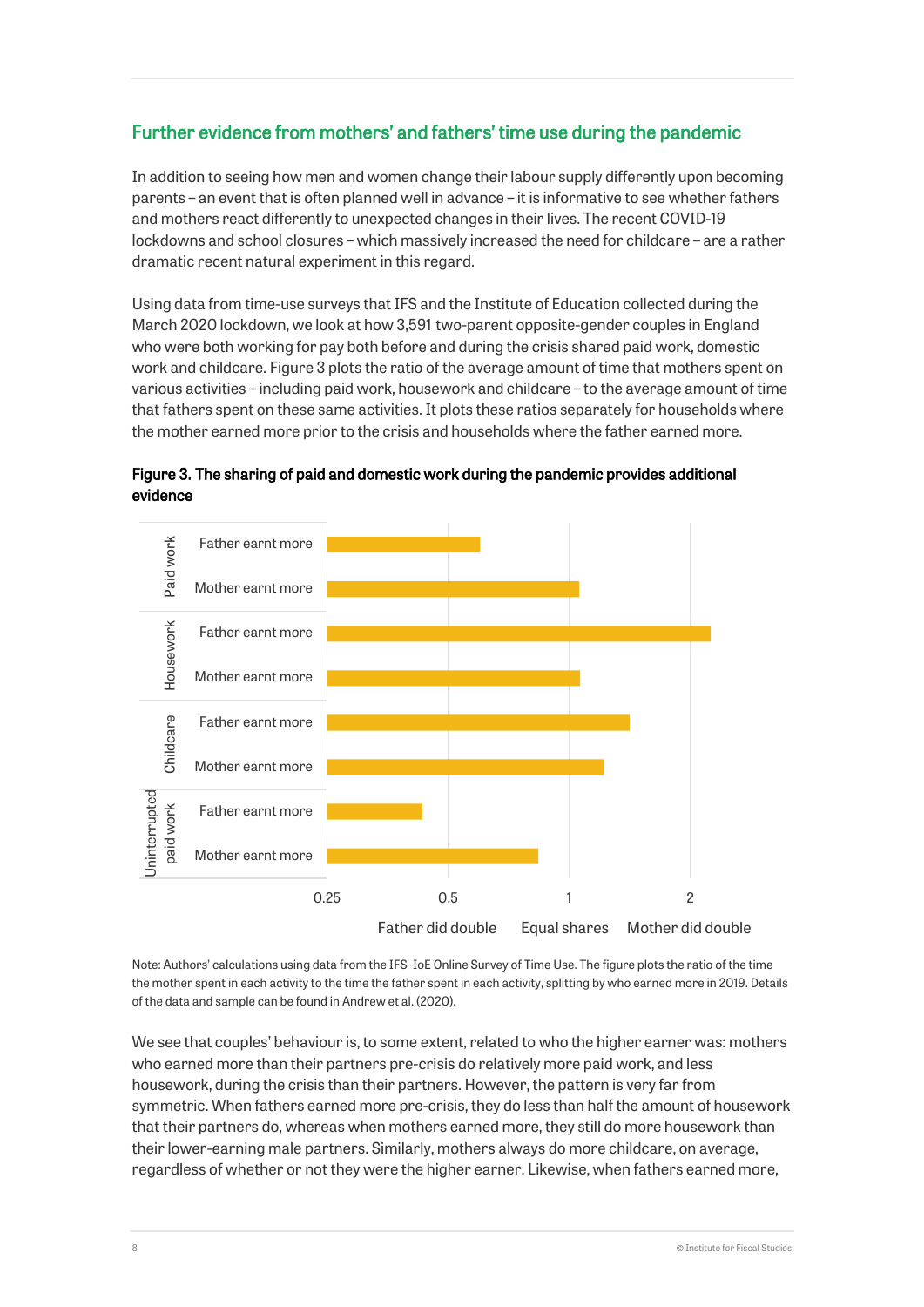## Further evidence from mothers' and fathers' time use during the pandemic

In addition to seeing how men and women change their labour supply differently upon becoming parents – an event that is often planned well in advance – it is informative to see whether fathers and mothers react differently to unexpected changes in their lives. The recent COVID-19 lockdowns and school closures – which massively increased the need for childcare – are a rather dramatic recent natural experiment in this regard.

Using data from time-use surveys that IFS and the Institute of Education collected during the March 2020 lockdown, we look at how 3,591 two-parent opposite-gender couples in England who were both working for pay both before and during the crisis shared paid work, domestic work and childcare. Figure 3 plots the ratio of the average amount of time that mothers spent on various activities – including paid work, housework and childcare – to the average amount of time that fathers spent on these same activities. It plots these ratios separately for households where the mother earned more prior to the crisis and households where the father earned more.

**Figure 3. The sharing of paid and domestic work during the pandemic provides additional evidence**

Paid work
Father earnt more
Mother earnt more
Housework
Father earnt more
Mother earnt more
Childcare
Father earnt more
Mother earnt more
Uninterrupted paid work
Father earnt more
Mother earnt more

0.25
0.5
1
2

Father did double
Equal shares
Mother did double

Note: Authors' calculations using data from the IFS–IoE Online Survey of Time Use. The figure plots the ratio of the time the mother spent in each activity to the time the father spent in each activity, splitting by who earned more in 2019. Details of the data and sample can be found in Andrew et al. (2020).

We see that couples' behaviour is, to some extent, related to who the higher earner was: mothers who earned more than their partners pre-crisis do relatively more paid work, and less housework, during the crisis than their partners. However, the pattern is very far from symmetric. When fathers earned more pre-crisis, they do less than half the amount of housework that their partners do, whereas when mothers earned more, they still do more housework than their lower-earning male partners. Similarly, mothers always do more childcare, on average, regardless of whether or not they were the higher earner. Likewise, when fathers earned more,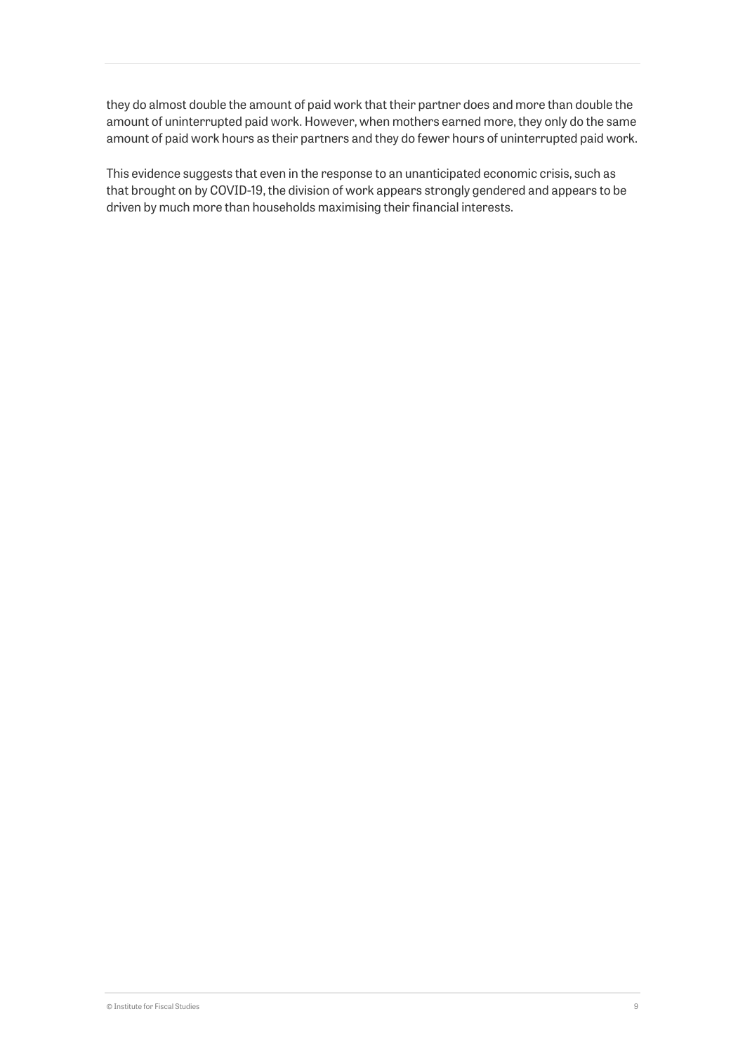they do almost double the amount of paid work that their partner does and more than double the amount of uninterrupted paid work. However, when mothers earned more, they only do the same amount of paid work hours as their partners and they do fewer hours of uninterrupted paid work.

This evidence suggests that even in the response to an unanticipated economic crisis, such as that brought on by COVID-19, the division of work appears strongly gendered and appears to be driven by much more than households maximising their financial interests.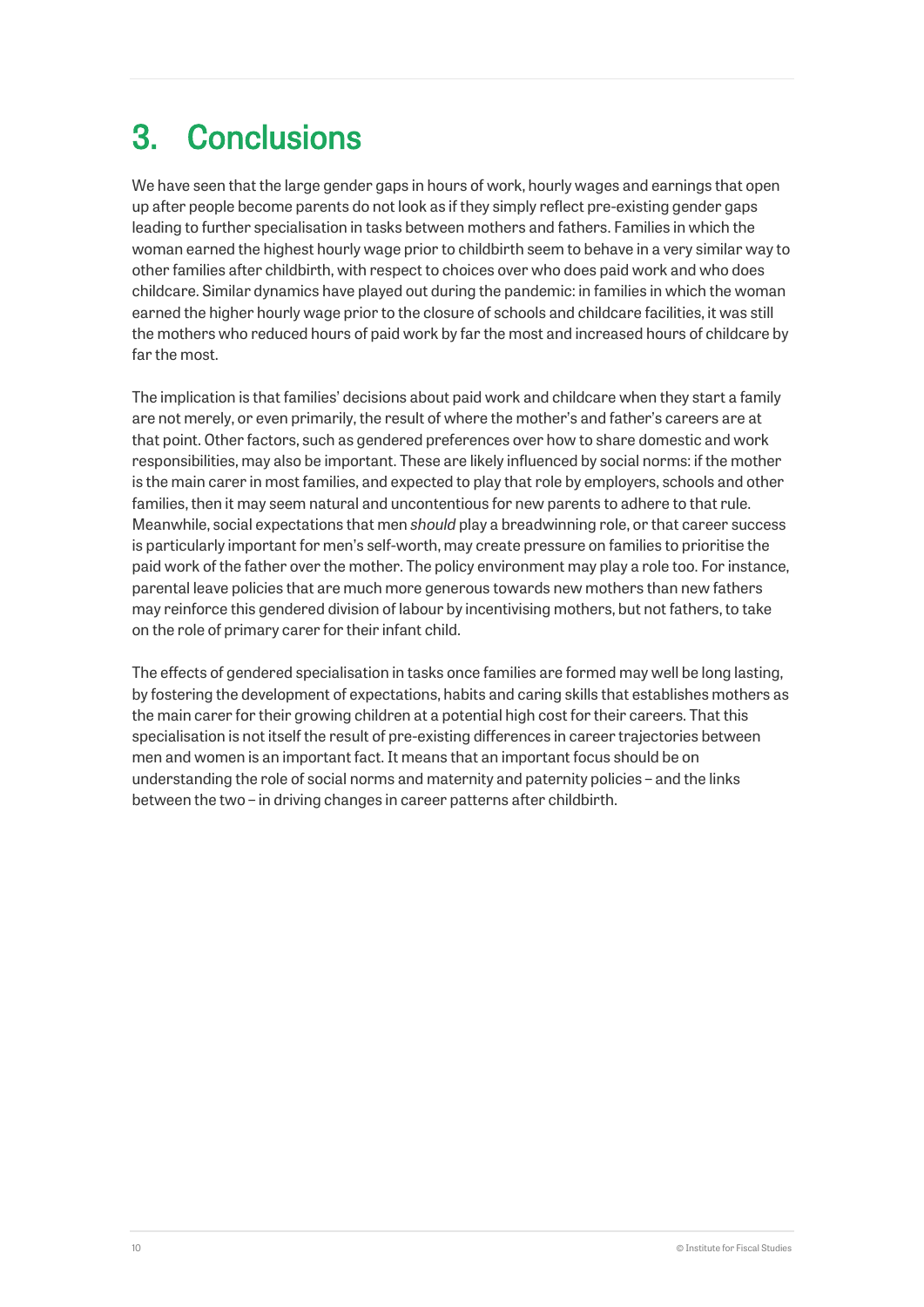# 3. Conclusions

We have seen that the large gender gaps in hours of work, hourly wages and earnings that open up after people become parents do not look as if they simply reflect pre-existing gender gaps leading to further specialisation in tasks between mothers and fathers. Families in which the woman earned the highest hourly wage prior to childbirth seem to behave in a very similar way to other families after childbirth, with respect to choices over who does paid work and who does childcare. Similar dynamics have played out during the pandemic: in families in which the woman earned the higher hourly wage prior to the closure of schools and childcare facilities, it was still the mothers who reduced hours of paid work by far the most and increased hours of childcare by far the most.

The implication is that families' decisions about paid work and childcare when they start a family are not merely, or even primarily, the result of where the mother's and father's careers are at that point. Other factors, such as gendered preferences over how to share domestic and work responsibilities, may also be important. These are likely influenced by social norms: if the mother is the main carer in most families, and expected to play that role by employers, schools and other families, then it may seem natural and uncontentious for new parents to adhere to that rule. Meanwhile, social expectations that men *should* play a breadwinning role, or that career success is particularly important for men's self-worth, may create pressure on families to prioritise the paid work of the father over the mother. The policy environment may play a role too. For instance, parental leave policies that are much more generous towards new mothers than new fathers may reinforce this gendered division of labour by incentivising mothers, but not fathers, to take on the role of primary carer for their infant child.

The effects of gendered specialisation in tasks once families are formed may well be long lasting, by fostering the development of expectations, habits and caring skills that establishes mothers as the main carer for their growing children at a potential high cost for their careers. That this specialisation is not itself the result of pre-existing differences in career trajectories between men and women is an important fact. It means that an important focus should be on understanding the role of social norms and maternity and paternity policies – and the links between the two – in driving changes in career patterns after childbirth.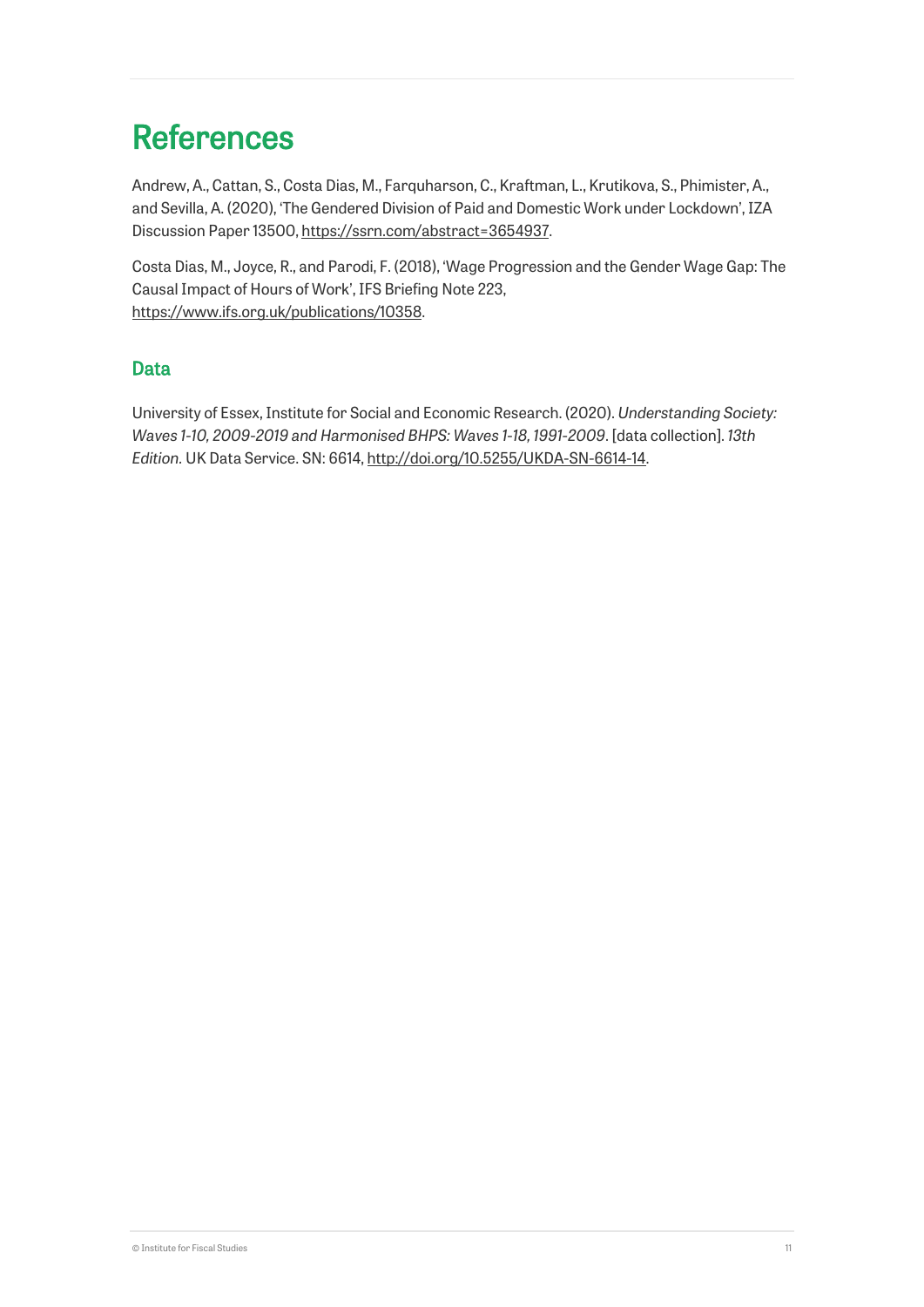# References

Andrew, A., Cattan, S., Costa Dias, M., Farquharson, C., Kraftman, L., Krutikova, S., Phimister, A., and Sevilla, A. (2020), 'The Gendered Division of Paid and Domestic Work under Lockdown', IZA Discussion Paper 13500, https://ssrn.com/abstract=3654937.

Costa Dias, M., Joyce, R., and Parodi, F. (2018), 'Wage Progression and the Gender Wage Gap: The Causal Impact of Hours of Work', IFS Briefing Note 223, https://www.ifs.org.uk/publications/10358.

## Data

University of Essex, Institute for Social and Economic Research. (2020). *Understanding Society: Waves 1-10, 2009-2019 and Harmonised BHPS: Waves 1-18, 1991-2009*. [data collection]. *13th Edition.* UK Data Service. SN: 6614, http://doi.org/10.5255/UKDA-SN-6614-14.